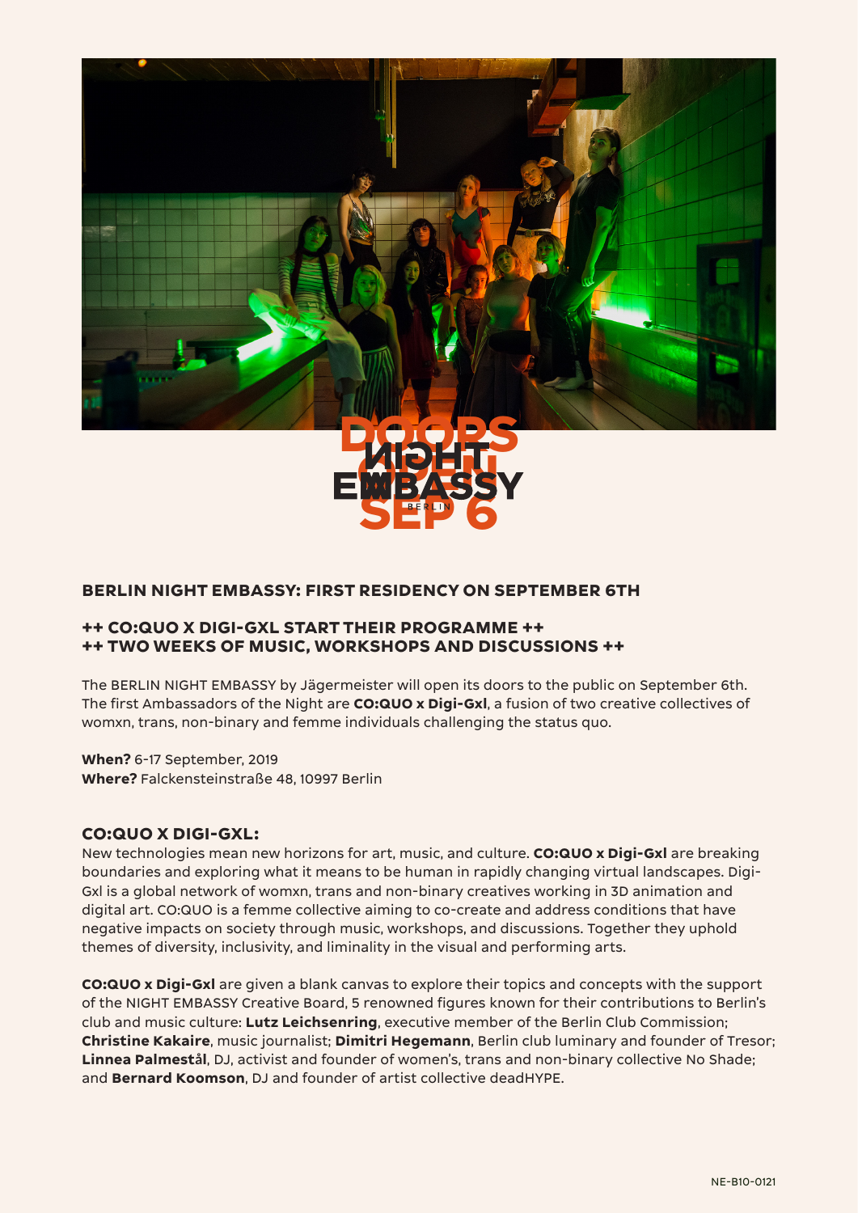DOORS OPEN SEP 6

NIGHT EMBASSY BERLIN

## BERLIN NIGHT EMBASSY: FIRST RESIDENCY ON SEPTEMBER 6TH

### ++ CO:QUO X DIGI-GXL START THEIR PROGRAMME ++
### ++ TWO WEEKS OF MUSIC, WORKSHOPS AND DISCUSSIONS ++

The BERLIN NIGHT EMBASSY by Jägermeister will open its doors to the public on September 6th. The first Ambassadors of the Night are **CO:QUO x Digi-Gxl**, a fusion of two creative collectives of womxn, trans, non-binary and femme individuals challenging the status quo.

**When?** 6-17 September, 2019
**Where?** Falckensteinstraße 48, 10997 Berlin

### CO:QUO X DIGI-GXL:

New technologies mean new horizons for art, music, and culture. **CO:QUO x Digi-Gxl** are breaking boundaries and exploring what it means to be human in rapidly changing virtual landscapes. Digi-Gxl is a global network of womxn, trans and non-binary creatives working in 3D animation and digital art. CO:QUO is a femme collective aiming to co-create and address conditions that have negative impacts on society through music, workshops, and discussions. Together they uphold themes of diversity, inclusivity, and liminality in the visual and performing arts.

**CO:QUO x Digi-Gxl** are given a blank canvas to explore their topics and concepts with the support of the NIGHT EMBASSY Creative Board, 5 renowned figures known for their contributions to Berlin's club and music culture: **Lutz Leichsenring**, executive member of the Berlin Club Commission; **Christine Kakaire**, music journalist; **Dimitri Hegemann**, Berlin club luminary and founder of Tresor; **Linnea Palmestål**, DJ, activist and founder of women's, trans and non-binary collective No Shade; and **Bernard Koomson**, DJ and founder of artist collective deadHYPE.

NE-B10-0121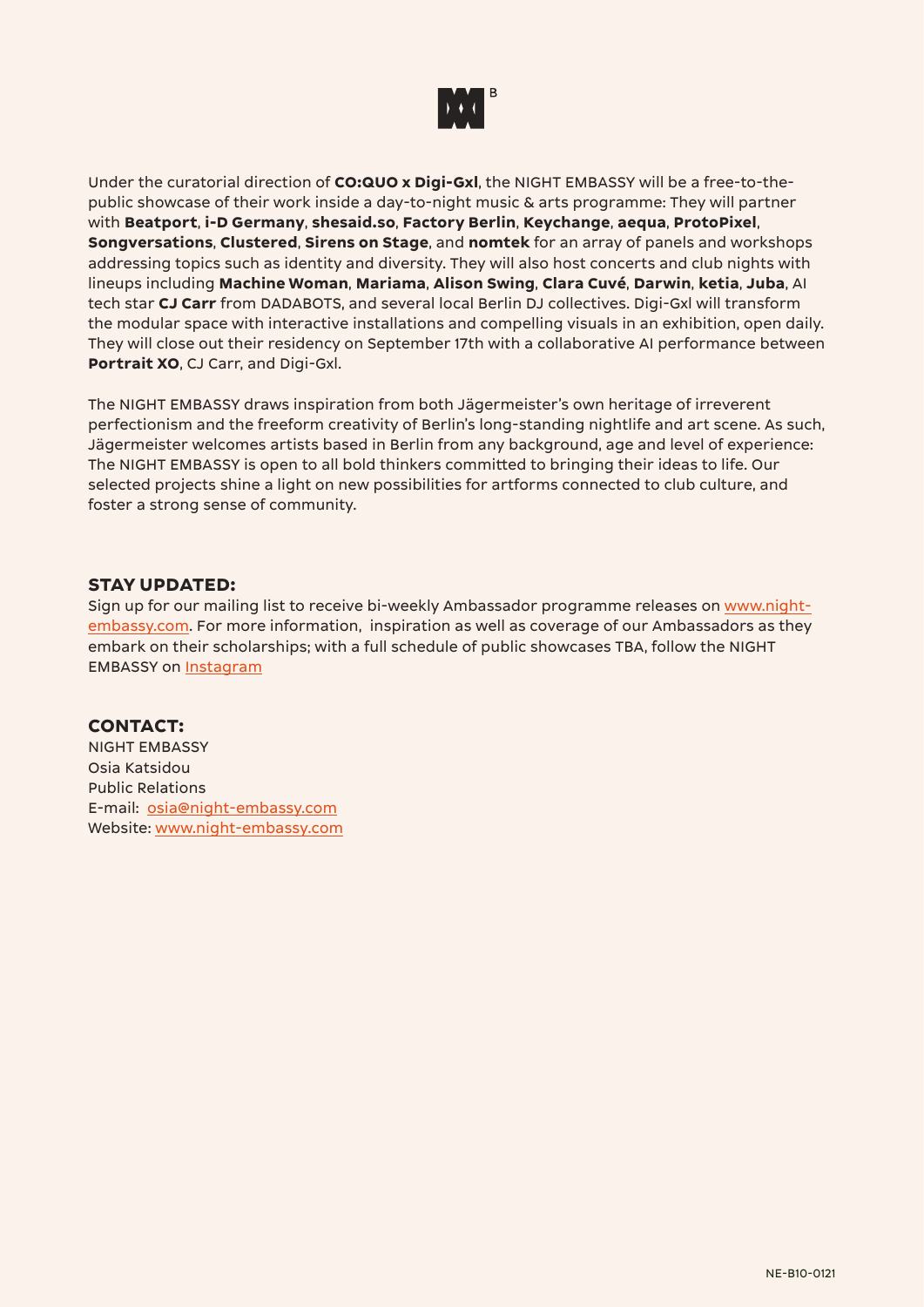Under the curatorial direction of **CO:QUO x Digi-Gxl**, the NIGHT EMBASSY will be a free-to-the-public showcase of their work inside a day-to-night music & arts programme: They will partner with **Beatport**, **i-D Germany**, **shesaid.so**, **Factory Berlin**, **Keychange**, **aequa**, **ProtoPixel**, **Songversations**, **Clustered**, **Sirens on Stage**, and **nomtek** for an array of panels and workshops addressing topics such as identity and diversity. They will also host concerts and club nights with lineups including **Machine Woman**, **Mariama**, **Alison Swing**, **Clara Cuvé**, **Darwin**, **ketia**, **Juba**, AI tech star **CJ Carr** from DADABOTS, and several local Berlin DJ collectives. Digi-Gxl will transform the modular space with interactive installations and compelling visuals in an exhibition, open daily. They will close out their residency on September 17th with a collaborative AI performance between **Portrait XO**, CJ Carr, and Digi-Gxl.

The NIGHT EMBASSY draws inspiration from both Jägermeister's own heritage of irreverent perfectionism and the freeform creativity of Berlin's long-standing nightlife and art scene. As such, Jägermeister welcomes artists based in Berlin from any background, age and level of experience: The NIGHT EMBASSY is open to all bold thinkers committed to bringing their ideas to life. Our selected projects shine a light on new possibilities for artforms connected to club culture, and foster a strong sense of community.

## STAY UPDATED:

Sign up for our mailing list to receive bi-weekly Ambassador programme releases on www.night-embassy.com. For more information, inspiration as well as coverage of our Ambassadors as they embark on their scholarships; with a full schedule of public showcases TBA, follow the NIGHT EMBASSY on Instagram

## CONTACT:

NIGHT EMBASSY
Osia Katsidou
Public Relations
E-mail: osia@night-embassy.com
Website: www.night-embassy.com

NE-B10-0121